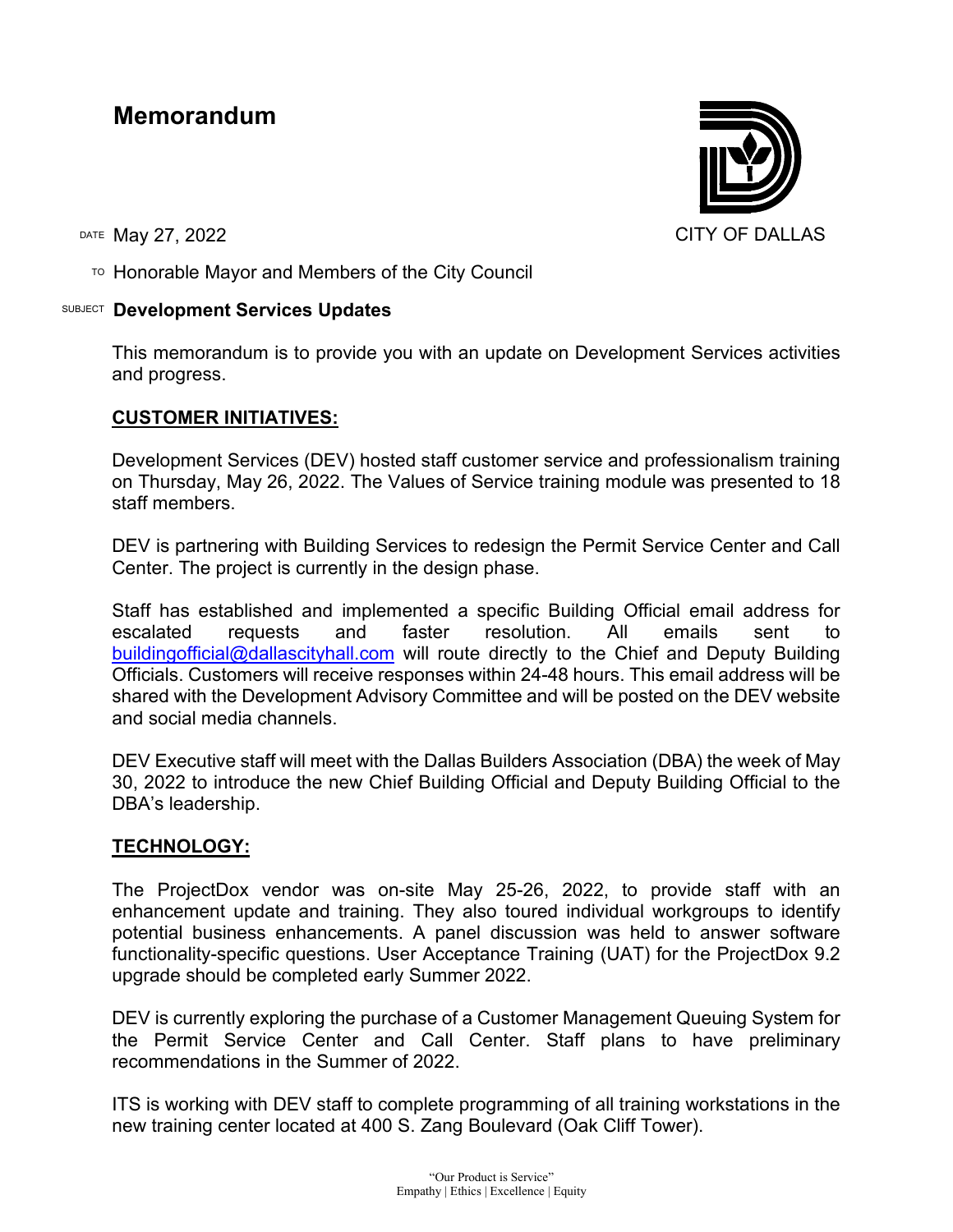# Memorandum

CITY OF DALLAS

DATE May 27, 2022

TO Honorable Mayor and Members of the City Council

SUBJECT **Development Services Updates**

This memorandum is to provide you with an update on Development Services activities and progress.

## CUSTOMER INITIATIVES:

Development Services (DEV) hosted staff customer service and professionalism training on Thursday, May 26, 2022. The Values of Service training module was presented to 18 staff members.

DEV is partnering with Building Services to redesign the Permit Service Center and Call Center. The project is currently in the design phase.

Staff has established and implemented a specific Building Official email address for escalated requests and faster resolution. All emails sent to buildingofficial@dallascityhall.com will route directly to the Chief and Deputy Building Officials. Customers will receive responses within 24-48 hours. This email address will be shared with the Development Advisory Committee and will be posted on the DEV website and social media channels.

DEV Executive staff will meet with the Dallas Builders Association (DBA) the week of May 30, 2022 to introduce the new Chief Building Official and Deputy Building Official to the DBA's leadership.

## TECHNOLOGY:

The ProjectDox vendor was on-site May 25-26, 2022, to provide staff with an enhancement update and training. They also toured individual workgroups to identify potential business enhancements. A panel discussion was held to answer software functionality-specific questions. User Acceptance Training (UAT) for the ProjectDox 9.2 upgrade should be completed early Summer 2022.

DEV is currently exploring the purchase of a Customer Management Queuing System for the Permit Service Center and Call Center. Staff plans to have preliminary recommendations in the Summer of 2022.

ITS is working with DEV staff to complete programming of all training workstations in the new training center located at 400 S. Zang Boulevard (Oak Cliff Tower).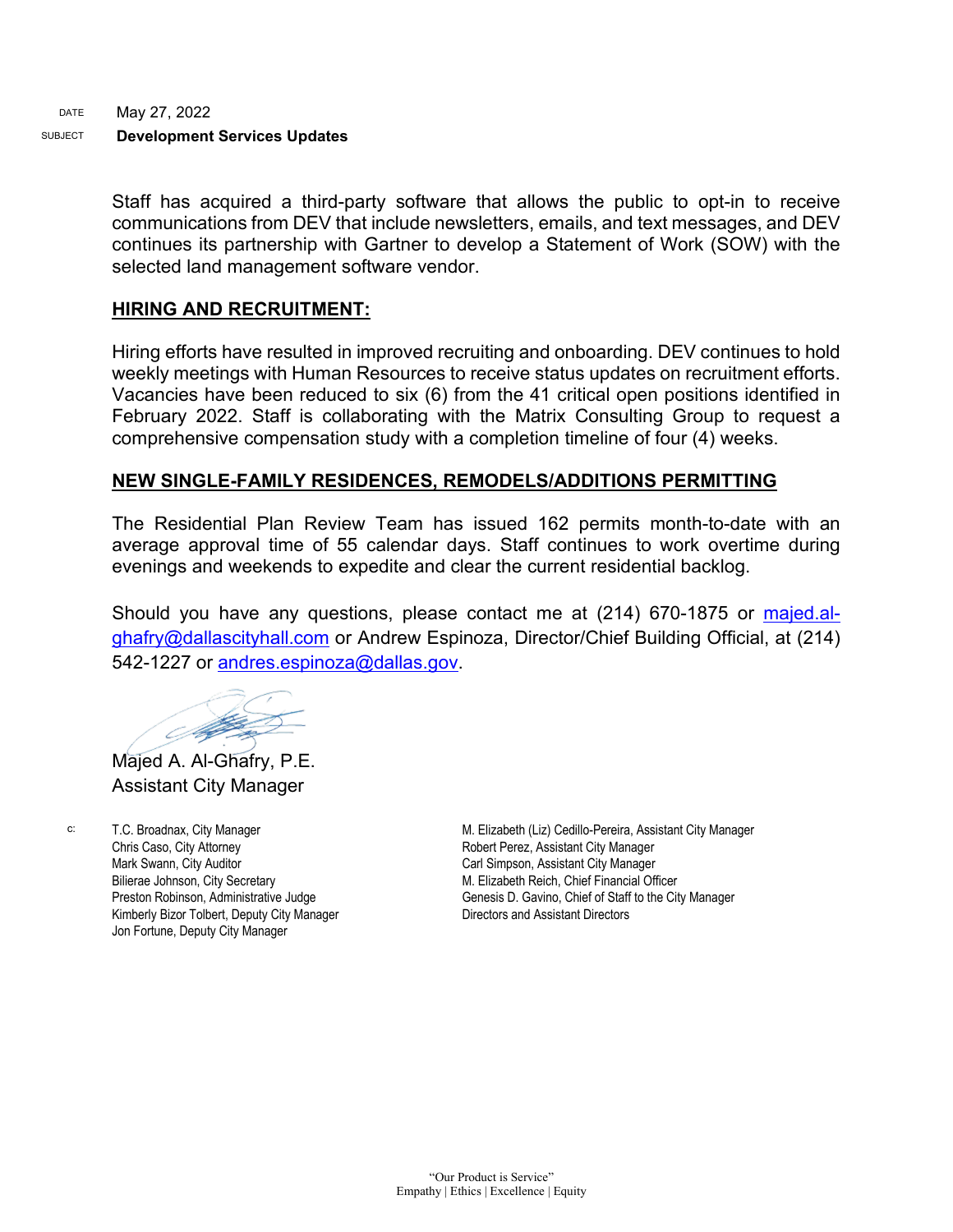DATE May 27, 2022

SUBJECT **Development Services Updates**

Staff has acquired a third-party software that allows the public to opt-in to receive communications from DEV that include newsletters, emails, and text messages, and DEV continues its partnership with Gartner to develop a Statement of Work (SOW) with the selected land management software vendor.

## HIRING AND RECRUITMENT:

Hiring efforts have resulted in improved recruiting and onboarding. DEV continues to hold weekly meetings with Human Resources to receive status updates on recruitment efforts. Vacancies have been reduced to six (6) from the 41 critical open positions identified in February 2022. Staff is collaborating with the Matrix Consulting Group to request a comprehensive compensation study with a completion timeline of four (4) weeks.

## NEW SINGLE-FAMILY RESIDENCES, REMODELS/ADDITIONS PERMITTING

The Residential Plan Review Team has issued 162 permits month-to-date with an average approval time of 55 calendar days. Staff continues to work overtime during evenings and weekends to expedite and clear the current residential backlog.

Should you have any questions, please contact me at (214) 670-1875 or majed.al-ghafry@dallascityhall.com or Andrew Espinoza, Director/Chief Building Official, at (214) 542-1227 or andres.espinoza@dallas.gov.

Majed A. Al-Ghafry, P.E.
Assistant City Manager

c:
T.C. Broadnax, City Manager
Chris Caso, City Attorney
Mark Swann, City Auditor
Bilierae Johnson, City Secretary
Preston Robinson, Administrative Judge
Kimberly Bizor Tolbert, Deputy City Manager
Jon Fortune, Deputy City Manager
M. Elizabeth (Liz) Cedillo-Pereira, Assistant City Manager
Robert Perez, Assistant City Manager
Carl Simpson, Assistant City Manager
M. Elizabeth Reich, Chief Financial Officer
Genesis D. Gavino, Chief of Staff to the City Manager
Directors and Assistant Directors

"Our Product is Service"
Empathy | Ethics | Excellence | Equity